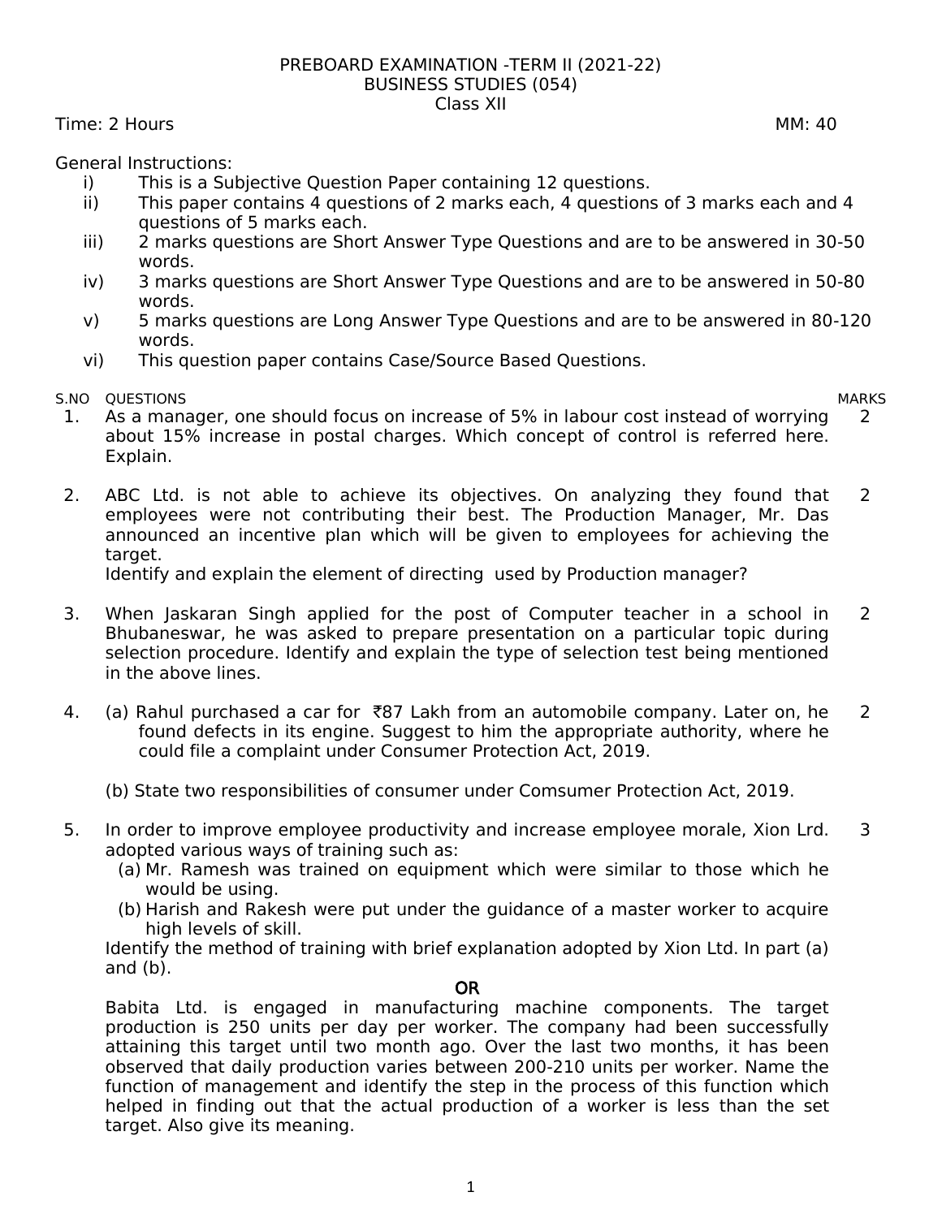# PREBOARD EXAMINATION -TERM II (2021-22)
## BUSINESS STUDIES (054)
### Class XII

Time: 2 Hours | MM: 40

General Instructions:

i) This is a Subjective Question Paper containing 12 questions.
ii) This paper contains 4 questions of 2 marks each, 4 questions of 3 marks each and 4 questions of 5 marks each.
iii) 2 marks questions are Short Answer Type Questions and are to be answered in 30-50 words.
iv) 3 marks questions are Short Answer Type Questions and are to be answered in 50-80 words.
v) 5 marks questions are Long Answer Type Questions and are to be answered in 80-120 words.
vi) This question paper contains Case/Source Based Questions.

| S.NO | QUESTIONS | MARKS |
|---|---|---|
| 1. | As a manager, one should focus on increase of 5% in labour cost instead of worrying about 15% increase in postal charges. Which concept of control is referred here. Explain. | 2 |
| 2. | ABC Ltd. is not able to achieve its objectives. On analyzing they found that employees were not contributing their best. The Production Manager, Mr. Das announced an incentive plan which will be given to employees for achieving the target.<br>Identify and explain the element of directing used by Production manager? | 2 |
| 3. | When Jaskaran Singh applied for the post of Computer teacher in a school in Bhubaneswar, he was asked to prepare presentation on a particular topic during selection procedure. Identify and explain the type of selection test being mentioned in the above lines. | 2 |
| 4. | (a) Rahul purchased a car for ₹87 Lakh from an automobile company. Later on, he found defects in its engine. Suggest to him the appropriate authority, where he could file a complaint under Consumer Protection Act, 2019.<br><br>(b) State two responsibilities of consumer under Comsumer Protection Act, 2019. | 2 |
| 5. | In order to improve employee productivity and increase employee morale, Xion Lrd. adopted various ways of training such as:<br>(a) Mr. Ramesh was trained on equipment which were similar to those which he would be using.<br>(b) Harish and Rakesh were put under the guidance of a master worker to acquire high levels of skill.<br>Identify the method of training with brief explanation adopted by Xion Ltd. In part (a) and (b).<br><br>**OR**<br><br>Babita Ltd. is engaged in manufacturing machine components. The target production is 250 units per day per worker. The company had been successfully attaining this target until two month ago. Over the last two months, it has been observed that daily production varies between 200-210 units per worker. Name the function of management and identify the step in the process of this function which helped in finding out that the actual production of a worker is less than the set target. Also give its meaning. | 3 |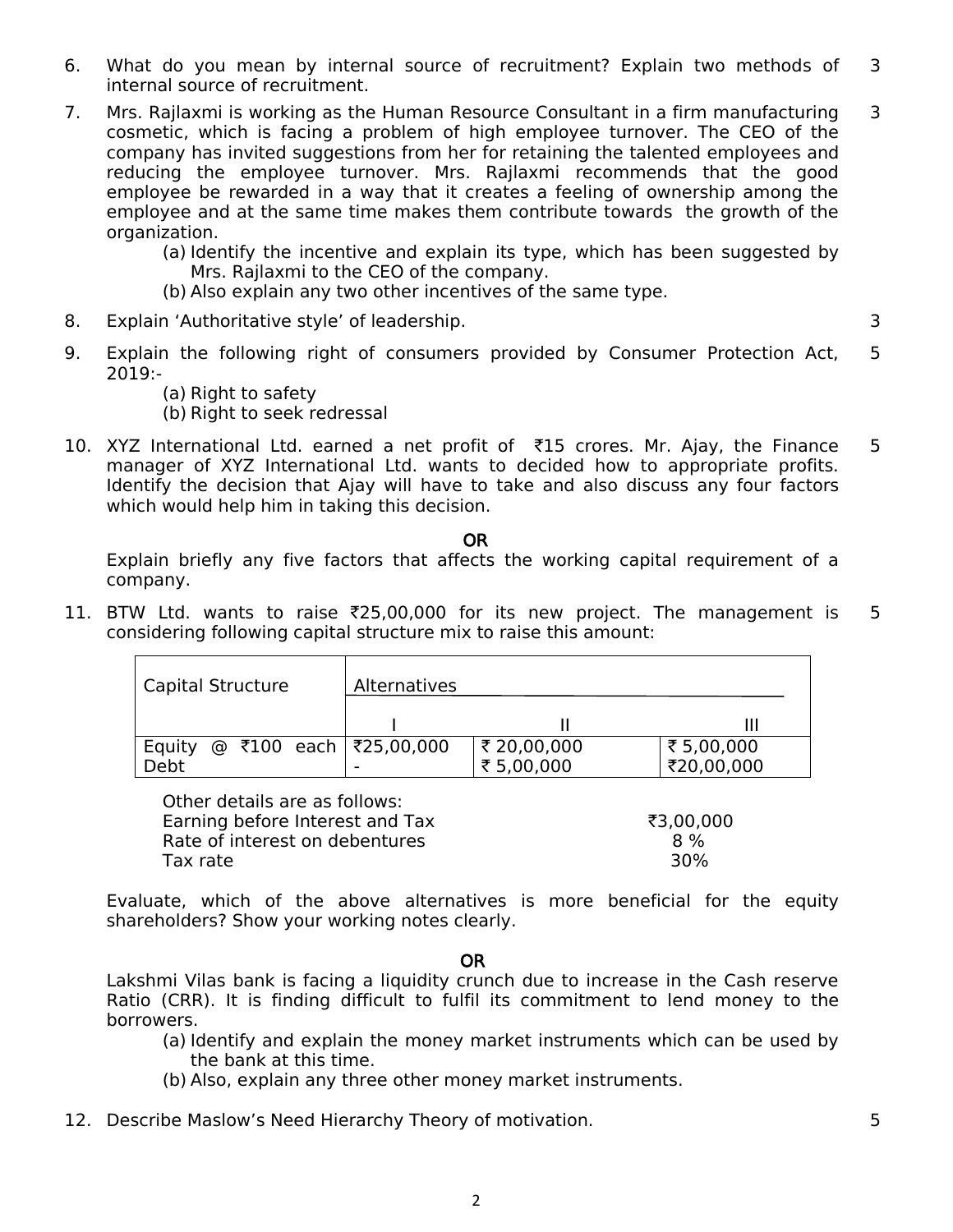6. What do you mean by internal source of recruitment? Explain two methods of internal source of recruitment. 3

7. Mrs. Rajlaxmi is working as the Human Resource Consultant in a firm manufacturing cosmetic, which is facing a problem of high employee turnover. The CEO of the company has invited suggestions from her for retaining the talented employees and reducing the employee turnover. Mrs. Rajlaxmi recommends that the good employee be rewarded in a way that it creates a feeling of ownership among the employee and at the same time makes them contribute towards the growth of the organization. 3
   (a) Identify the incentive and explain its type, which has been suggested by Mrs. Rajlaxmi to the CEO of the company.
   (b) Also explain any two other incentives of the same type.

8. Explain 'Authoritative style' of leadership. 3

9. Explain the following right of consumers provided by Consumer Protection Act, 2019:- 5
   (a) Right to safety
   (b) Right to seek redressal

10. XYZ International Ltd. earned a net profit of ₹15 crores. Mr. Ajay, the Finance manager of XYZ International Ltd. wants to decided how to appropriate profits. Identify the decision that Ajay will have to take and also discuss any four factors which would help him in taking this decision. 5

**OR**

Explain briefly any five factors that affects the working capital requirement of a company.

11. BTW Ltd. wants to raise ₹25,00,000 for its new project. The management is considering following capital structure mix to raise this amount: 5

| Capital Structure | Alternatives | | |
|---|---|---|---|
| | I | II | III |
| Equity @ ₹100 each | ₹25,00,000 | ₹ 20,00,000 | ₹ 5,00,000 |
| Debt | - | ₹ 5,00,000 | ₹20,00,000 |

Other details are as follows:

| | |
|---|---|
| Earning before Interest and Tax | ₹3,00,000 |
| Rate of interest on debentures | 8 % |
| Tax rate | 30% |

Evaluate, which of the above alternatives is more beneficial for the equity shareholders? Show your working notes clearly.

**OR**

Lakshmi Vilas bank is facing a liquidity crunch due to increase in the Cash reserve Ratio (CRR). It is finding difficult to fulfil its commitment to lend money to the borrowers.
   (a) Identify and explain the money market instruments which can be used by the bank at this time.
   (b) Also, explain any three other money market instruments.

12. Describe Maslow's Need Hierarchy Theory of motivation. 5